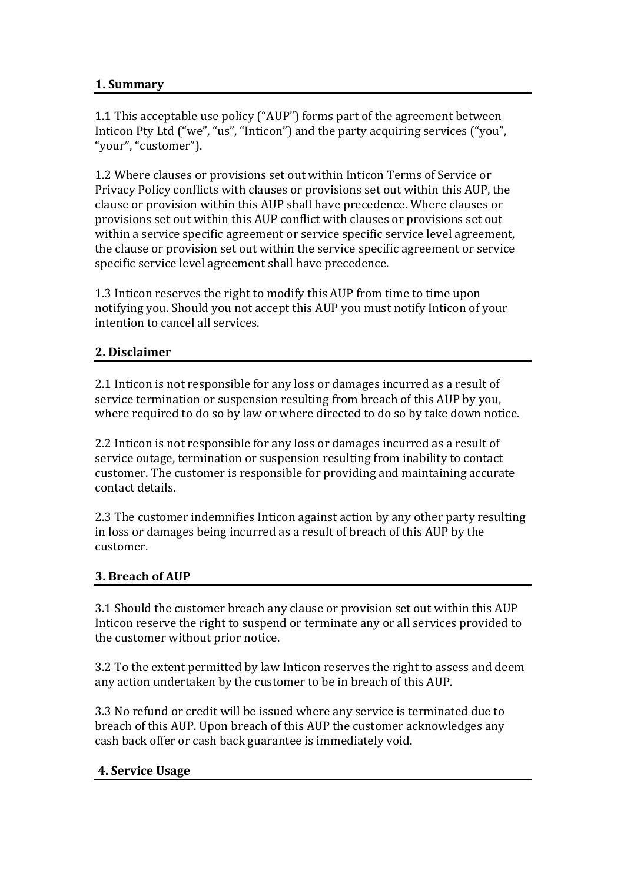## 1. Summary

1.1 This acceptable use policy ("AUP") forms part of the agreement between Inticon Pty Ltd ("we", "us", "Inticon") and the party acquiring services ("you", "your", "customer").

1.2 Where clauses or provisions set out within Inticon Terms of Service or Privacy Policy conflicts with clauses or provisions set out within this AUP, the clause or provision within this AUP shall have precedence. Where clauses or provisions set out within this AUP conflict with clauses or provisions set out within a service specific agreement or service specific service level agreement, the clause or provision set out within the service specific agreement or service specific service level agreement shall have precedence.

1.3 Inticon reserves the right to modify this AUP from time to time upon notifying you. Should you not accept this AUP you must notify Inticon of your intention to cancel all services.

## 2. Disclaimer

2.1 Inticon is not responsible for any loss or damages incurred as a result of service termination or suspension resulting from breach of this AUP by you, where required to do so by law or where directed to do so by take down notice.

2.2 Inticon is not responsible for any loss or damages incurred as a result of service outage, termination or suspension resulting from inability to contact customer. The customer is responsible for providing and maintaining accurate contact details.

2.3 The customer indemnifies Inticon against action by any other party resulting in loss or damages being incurred as a result of breach of this AUP by the customer.

## 3. Breach of AUP

3.1 Should the customer breach any clause or provision set out within this AUP Inticon reserve the right to suspend or terminate any or all services provided to the customer without prior notice.

3.2 To the extent permitted by law Inticon reserves the right to assess and deem any action undertaken by the customer to be in breach of this AUP.

3.3 No refund or credit will be issued where any service is terminated due to breach of this AUP. Upon breach of this AUP the customer acknowledges any cash back offer or cash back guarantee is immediately void.

## 4. Service Usage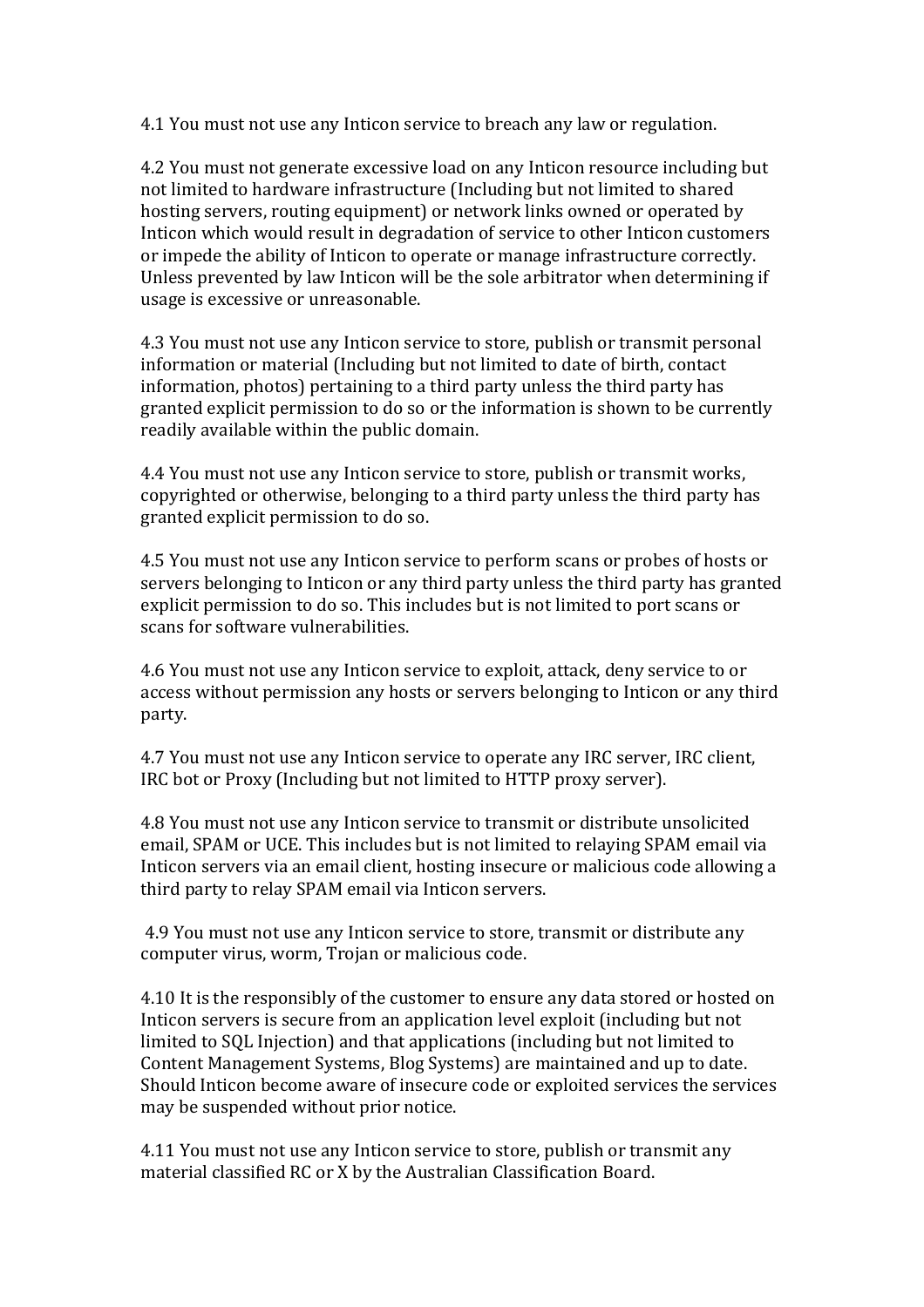4.1 You must not use any Inticon service to breach any law or regulation.

4.2 You must not generate excessive load on any Inticon resource including but not limited to hardware infrastructure (Including but not limited to shared hosting servers, routing equipment) or network links owned or operated by Inticon which would result in degradation of service to other Inticon customers or impede the ability of Inticon to operate or manage infrastructure correctly. Unless prevented by law Inticon will be the sole arbitrator when determining if usage is excessive or unreasonable.

4.3 You must not use any Inticon service to store, publish or transmit personal information or material (Including but not limited to date of birth, contact information, photos) pertaining to a third party unless the third party has granted explicit permission to do so or the information is shown to be currently readily available within the public domain.

4.4 You must not use any Inticon service to store, publish or transmit works, copyrighted or otherwise, belonging to a third party unless the third party has granted explicit permission to do so.

4.5 You must not use any Inticon service to perform scans or probes of hosts or servers belonging to Inticon or any third party unless the third party has granted explicit permission to do so. This includes but is not limited to port scans or scans for software vulnerabilities.

4.6 You must not use any Inticon service to exploit, attack, deny service to or access without permission any hosts or servers belonging to Inticon or any third party.

4.7 You must not use any Inticon service to operate any IRC server, IRC client, IRC bot or Proxy (Including but not limited to HTTP proxy server).

4.8 You must not use any Inticon service to transmit or distribute unsolicited email, SPAM or UCE. This includes but is not limited to relaying SPAM email via Inticon servers via an email client, hosting insecure or malicious code allowing a third party to relay SPAM email via Inticon servers.

4.9 You must not use any Inticon service to store, transmit or distribute any computer virus, worm, Trojan or malicious code.

4.10 It is the responsibly of the customer to ensure any data stored or hosted on Inticon servers is secure from an application level exploit (including but not limited to SQL Injection) and that applications (including but not limited to Content Management Systems, Blog Systems) are maintained and up to date. Should Inticon become aware of insecure code or exploited services the services may be suspended without prior notice.

4.11 You must not use any Inticon service to store, publish or transmit any material classified RC or X by the Australian Classification Board.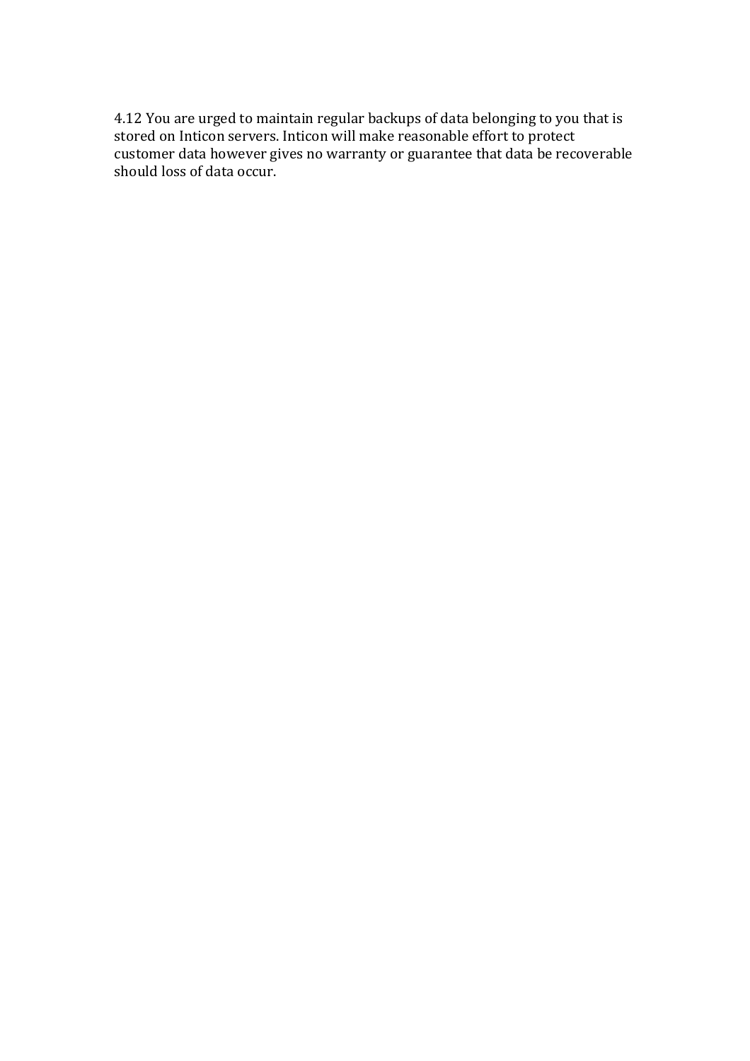4.12 You are urged to maintain regular backups of data belonging to you that is stored on Inticon servers. Inticon will make reasonable effort to protect customer data however gives no warranty or guarantee that data be recoverable should loss of data occur.